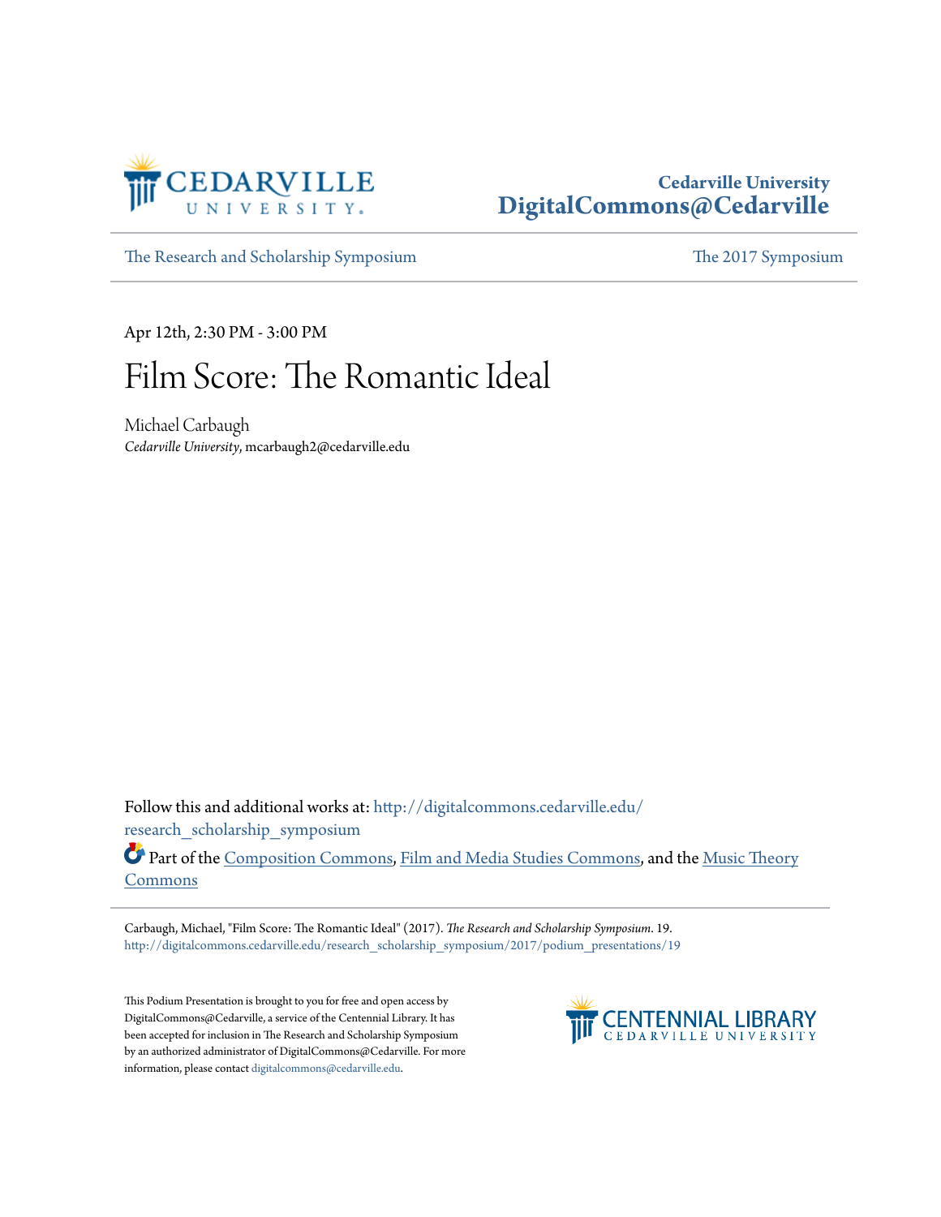Cedarville University
**DigitalCommons@Cedarville**

The Research and Scholarship Symposium | The 2017 Symposium

Apr 12th, 2:30 PM - 3:00 PM

# Film Score: The Romantic Ideal

Michael Carbaugh
*Cedarville University*, mcarbaugh2@cedarville.edu

Follow this and additional works at: http://digitalcommons.cedarville.edu/research_scholarship_symposium

Part of the Composition Commons, Film and Media Studies Commons, and the Music Theory Commons

Carbaugh, Michael, "Film Score: The Romantic Ideal" (2017). *The Research and Scholarship Symposium*. 19.
http://digitalcommons.cedarville.edu/research_scholarship_symposium/2017/podium_presentations/19

This Podium Presentation is brought to you for free and open access by DigitalCommons@Cedarville, a service of the Centennial Library. It has been accepted for inclusion in The Research and Scholarship Symposium by an authorized administrator of DigitalCommons@Cedarville. For more information, please contact digitalcommons@cedarville.edu.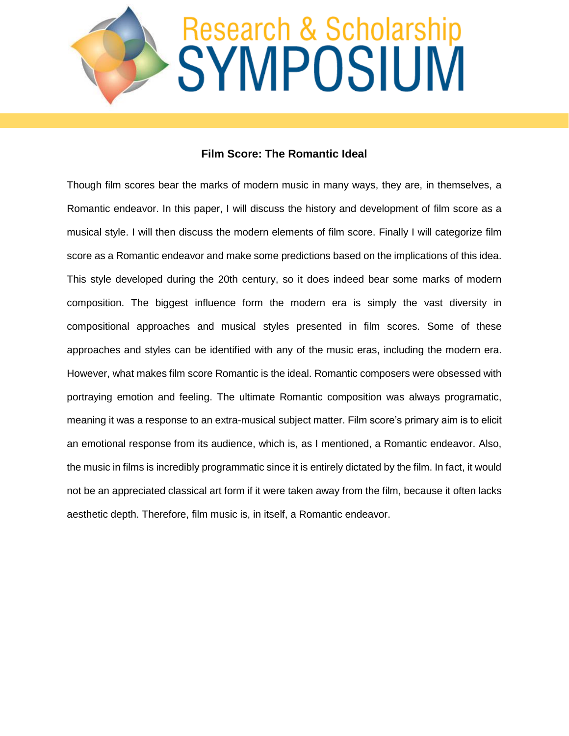## Film Score: The Romantic Ideal

Though film scores bear the marks of modern music in many ways, they are, in themselves, a Romantic endeavor. In this paper, I will discuss the history and development of film score as a musical style. I will then discuss the modern elements of film score. Finally I will categorize film score as a Romantic endeavor and make some predictions based on the implications of this idea. This style developed during the 20th century, so it does indeed bear some marks of modern composition. The biggest influence form the modern era is simply the vast diversity in compositional approaches and musical styles presented in film scores. Some of these approaches and styles can be identified with any of the music eras, including the modern era. However, what makes film score Romantic is the ideal. Romantic composers were obsessed with portraying emotion and feeling. The ultimate Romantic composition was always programatic, meaning it was a response to an extra-musical subject matter. Film score's primary aim is to elicit an emotional response from its audience, which is, as I mentioned, a Romantic endeavor. Also, the music in films is incredibly programmatic since it is entirely dictated by the film. In fact, it would not be an appreciated classical art form if it were taken away from the film, because it often lacks aesthetic depth. Therefore, film music is, in itself, a Romantic endeavor.